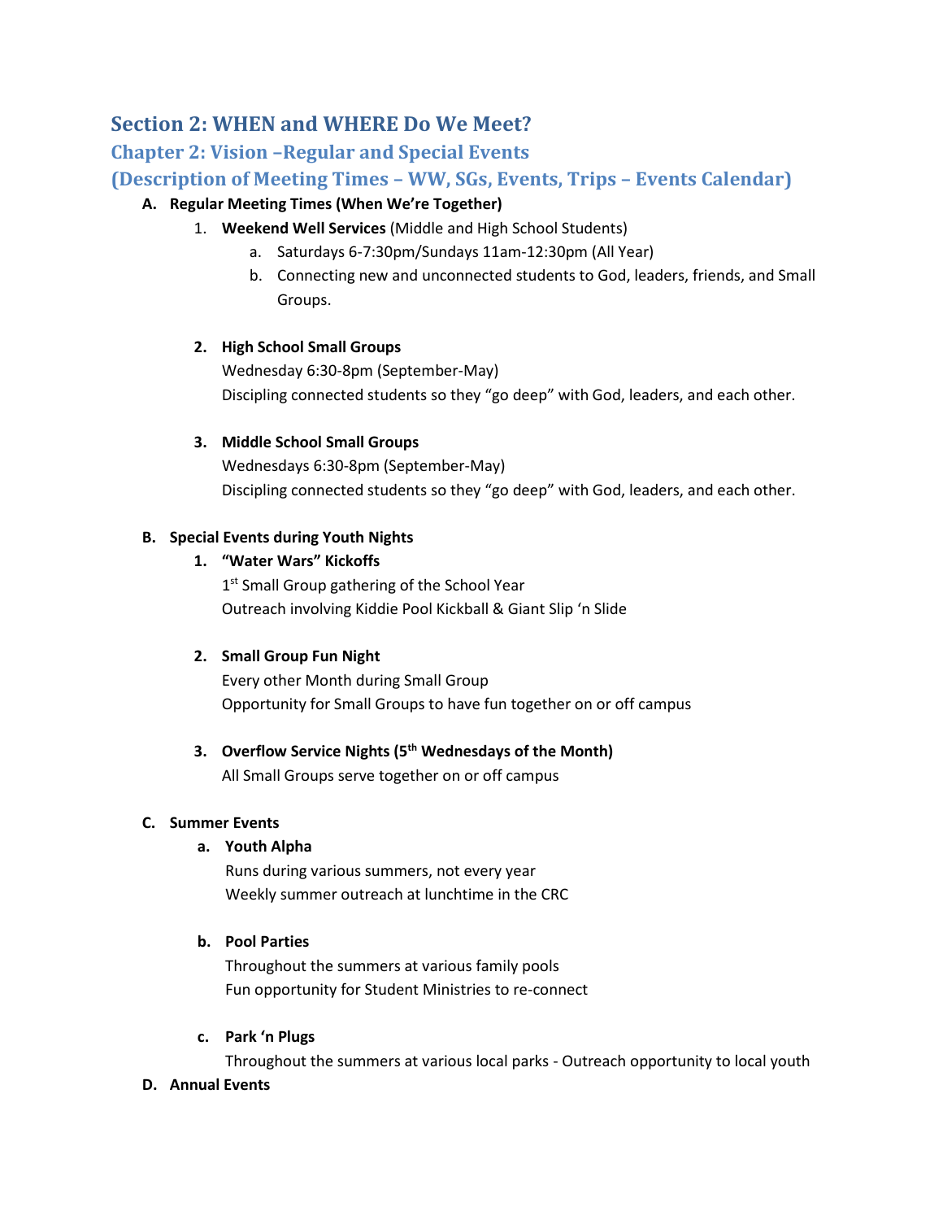## Section 2: WHEN and WHERE Do We Meet?

### Chapter 2: Vision –Regular and Special Events

### (Description of Meeting Times – WW, SGs, Events, Trips – Events Calendar)

**A. Regular Meeting Times (When We're Together)**

1. **Weekend Well Services** (Middle and High School Students)
   a. Saturdays 6-7:30pm/Sundays 11am-12:30pm (All Year)
   b. Connecting new and unconnected students to God, leaders, friends, and Small Groups.

2. **High School Small Groups**
   Wednesday 6:30-8pm (September-May)
   Discipling connected students so they "go deep" with God, leaders, and each other.

3. **Middle School Small Groups**
   Wednesdays 6:30-8pm (September-May)
   Discipling connected students so they "go deep" with God, leaders, and each other.

**B. Special Events during Youth Nights**

1. **"Water Wars" Kickoffs**
   1st Small Group gathering of the School Year
   Outreach involving Kiddie Pool Kickball & Giant Slip 'n Slide

2. **Small Group Fun Night**
   Every other Month during Small Group
   Opportunity for Small Groups to have fun together on or off campus

3. **Overflow Service Nights (5th Wednesdays of the Month)**
   All Small Groups serve together on or off campus

**C. Summer Events**

a. **Youth Alpha**
   Runs during various summers, not every year
   Weekly summer outreach at lunchtime in the CRC

b. **Pool Parties**
   Throughout the summers at various family pools
   Fun opportunity for Student Ministries to re-connect

c. **Park 'n Plugs**
   Throughout the summers at various local parks - Outreach opportunity to local youth

**D. Annual Events**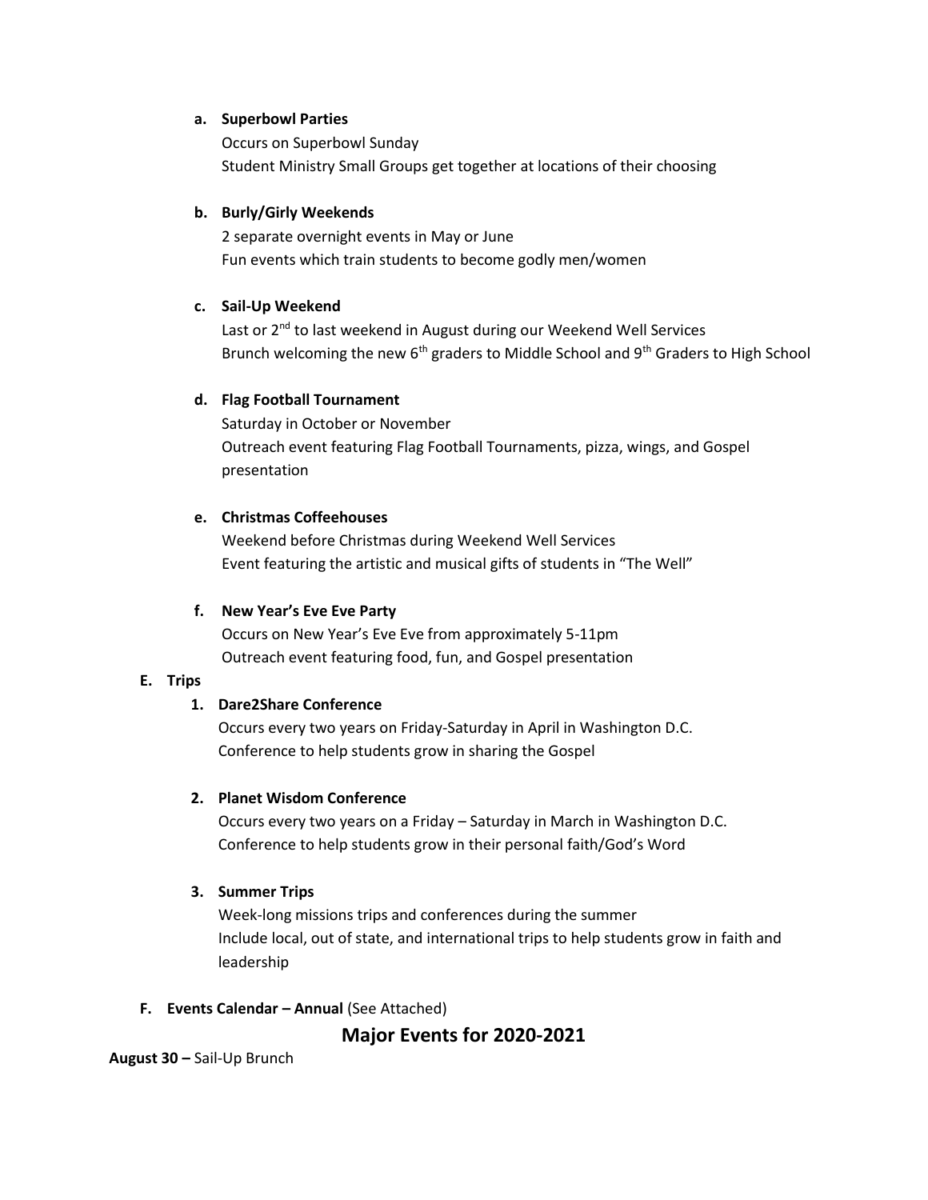a. **Superbowl Parties**
   Occurs on Superbowl Sunday
   Student Ministry Small Groups get together at locations of their choosing

b. **Burly/Girly Weekends**
   2 separate overnight events in May or June
   Fun events which train students to become godly men/women

c. **Sail-Up Weekend**
   Last or 2nd to last weekend in August during our Weekend Well Services
   Brunch welcoming the new 6th graders to Middle School and 9th Graders to High School

d. **Flag Football Tournament**
   Saturday in October or November
   Outreach event featuring Flag Football Tournaments, pizza, wings, and Gospel presentation

e. **Christmas Coffeehouses**
   Weekend before Christmas during Weekend Well Services
   Event featuring the artistic and musical gifts of students in "The Well"

f. **New Year's Eve Eve Party**
   Occurs on New Year's Eve Eve from approximately 5-11pm
   Outreach event featuring food, fun, and Gospel presentation

**E. Trips**

1. **Dare2Share Conference**
   Occurs every two years on Friday-Saturday in April in Washington D.C.
   Conference to help students grow in sharing the Gospel

2. **Planet Wisdom Conference**
   Occurs every two years on a Friday – Saturday in March in Washington D.C.
   Conference to help students grow in their personal faith/God's Word

3. **Summer Trips**
   Week-long missions trips and conferences during the summer
   Include local, out of state, and international trips to help students grow in faith and leadership

**F. Events Calendar – Annual** (See Attached)

## Major Events for 2020-2021

**August 30 –** Sail-Up Brunch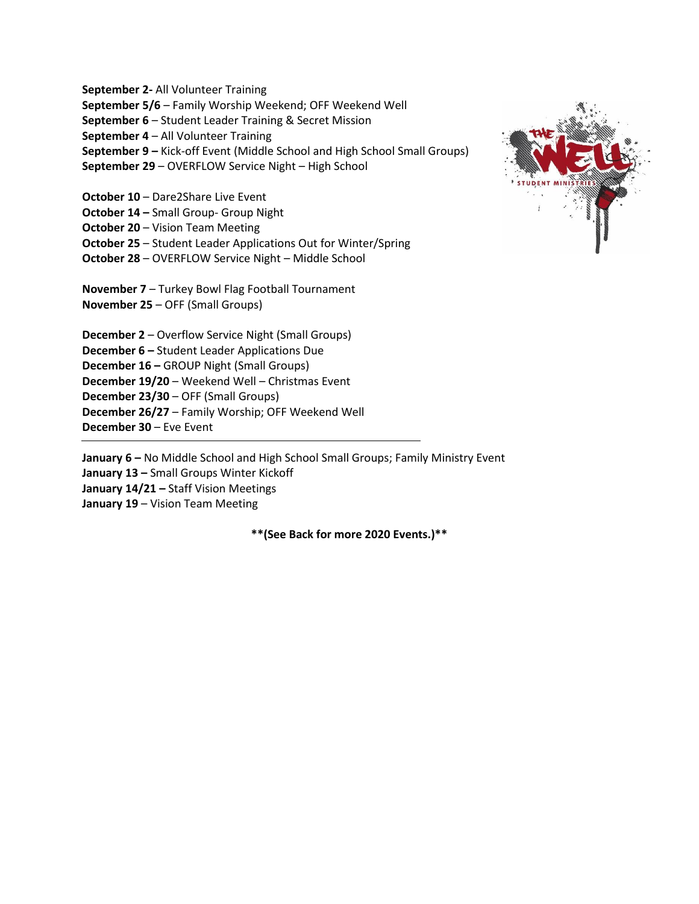**September 2-** All Volunteer Training
**September 5/6** – Family Worship Weekend; OFF Weekend Well
**September 6** – Student Leader Training & Secret Mission
**September 4** – All Volunteer Training
**September 9 –** Kick-off Event (Middle School and High School Small Groups)
**September 29** – OVERFLOW Service Night – High School

**October 10** – Dare2Share Live Event
**October 14 –** Small Group- Group Night
**October 20** – Vision Team Meeting
**October 25** – Student Leader Applications Out for Winter/Spring
**October 28** – OVERFLOW Service Night – Middle School

**November 7** – Turkey Bowl Flag Football Tournament
**November 25** – OFF (Small Groups)

**December 2** – Overflow Service Night (Small Groups)
**December 6 –** Student Leader Applications Due
**December 16 –** GROUP Night (Small Groups)
**December 19/20** – Weekend Well – Christmas Event
**December 23/30** – OFF (Small Groups)
**December 26/27** – Family Worship; OFF Weekend Well
**December 30** – Eve Event

---

**January 6 –** No Middle School and High School Small Groups; Family Ministry Event
**January 13 –** Small Groups Winter Kickoff
**January 14/21 –** Staff Vision Meetings
**January 19** – Vision Team Meeting

**\*\*(See Back for more 2020 Events.)\*\***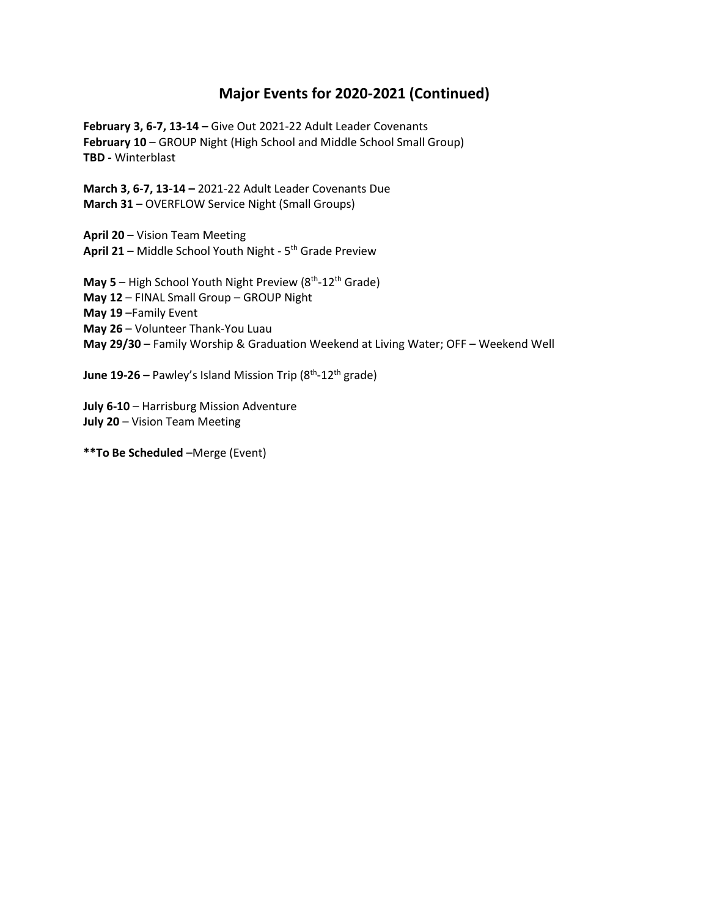## Major Events for 2020-2021 (Continued)

**February 3, 6-7, 13-14 –** Give Out 2021-22 Adult Leader Covenants
**February 10** – GROUP Night (High School and Middle School Small Group)
**TBD -** Winterblast

**March 3, 6-7, 13-14 –** 2021-22 Adult Leader Covenants Due
**March 31** – OVERFLOW Service Night (Small Groups)

**April 20** – Vision Team Meeting
**April 21** – Middle School Youth Night - 5th Grade Preview

**May 5** – High School Youth Night Preview (8th-12th Grade)
**May 12** – FINAL Small Group – GROUP Night
**May 19** –Family Event
**May 26** – Volunteer Thank-You Luau
**May 29/30** – Family Worship & Graduation Weekend at Living Water; OFF – Weekend Well

**June 19-26 –** Pawley's Island Mission Trip (8th-12th grade)

**July 6-10** – Harrisburg Mission Adventure
**July 20** – Vision Team Meeting

****To Be Scheduled** –Merge (Event)